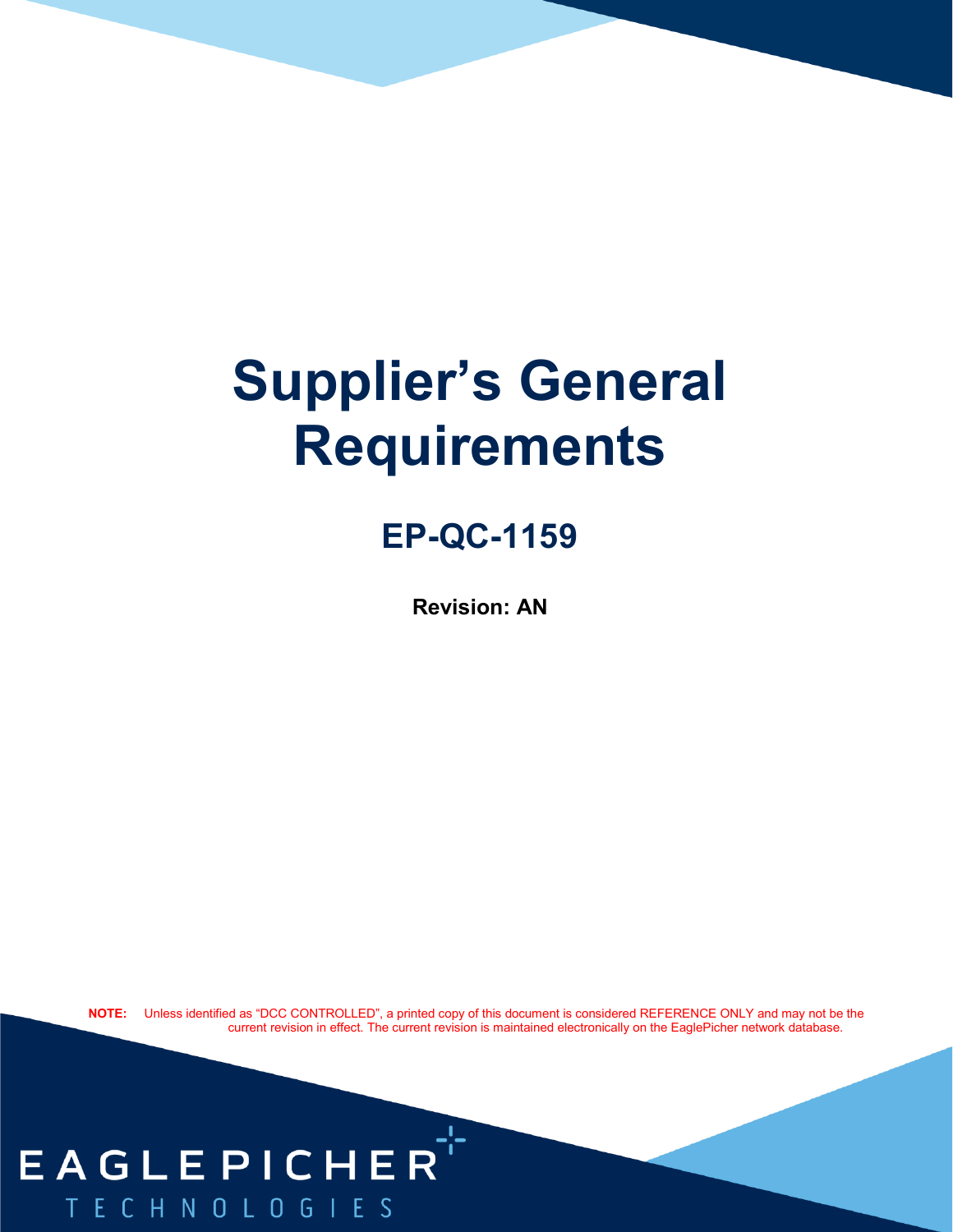# Supplier's General Requirements

## EP-QC-1159

**Revision: AN**

**NOTE:** Unless identified as "DCC CONTROLLED", a printed copy of this document is considered REFERENCE ONLY and may not be the current revision in effect. The current revision is maintained electronically on the EaglePicher network database.

EAGLEPICHER TECHNOLOGIES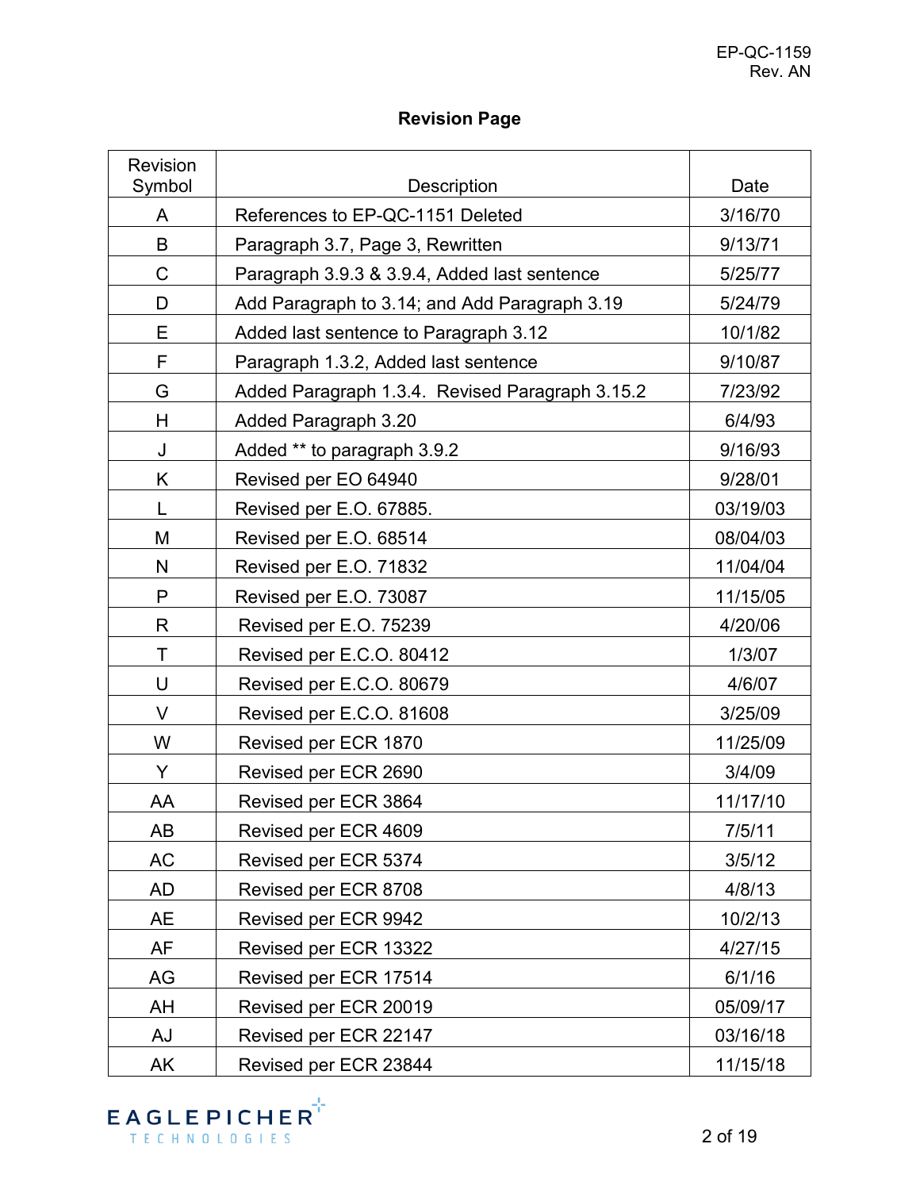# Revision Page

| Revision Symbol | Description | Date |
|---|---|---|
| A | References to EP-QC-1151 Deleted | 3/16/70 |
| B | Paragraph 3.7, Page 3, Rewritten | 9/13/71 |
| C | Paragraph 3.9.3 & 3.9.4, Added last sentence | 5/25/77 |
| D | Add Paragraph to 3.14; and Add Paragraph 3.19 | 5/24/79 |
| E | Added last sentence to Paragraph 3.12 | 10/1/82 |
| F | Paragraph 1.3.2, Added last sentence | 9/10/87 |
| G | Added Paragraph 1.3.4. Revised Paragraph 3.15.2 | 7/23/92 |
| H | Added Paragraph 3.20 | 6/4/93 |
| J | Added ** to paragraph 3.9.2 | 9/16/93 |
| K | Revised per EO 64940 | 9/28/01 |
| L | Revised per E.O. 67885. | 03/19/03 |
| M | Revised per E.O. 68514 | 08/04/03 |
| N | Revised per E.O. 71832 | 11/04/04 |
| P | Revised per E.O. 73087 | 11/15/05 |
| R | Revised per E.O. 75239 | 4/20/06 |
| T | Revised per E.C.O. 80412 | 1/3/07 |
| U | Revised per E.C.O. 80679 | 4/6/07 |
| V | Revised per E.C.O. 81608 | 3/25/09 |
| W | Revised per ECR 1870 | 11/25/09 |
| Y | Revised per ECR 2690 | 3/4/09 |
| AA | Revised per ECR 3864 | 11/17/10 |
| AB | Revised per ECR 4609 | 7/5/11 |
| AC | Revised per ECR 5374 | 3/5/12 |
| AD | Revised per ECR 8708 | 4/8/13 |
| AE | Revised per ECR 9942 | 10/2/13 |
| AF | Revised per ECR 13322 | 4/27/15 |
| AG | Revised per ECR 17514 | 6/1/16 |
| AH | Revised per ECR 20019 | 05/09/17 |
| AJ | Revised per ECR 22147 | 03/16/18 |
| AK | Revised per ECR 23844 | 11/15/18 |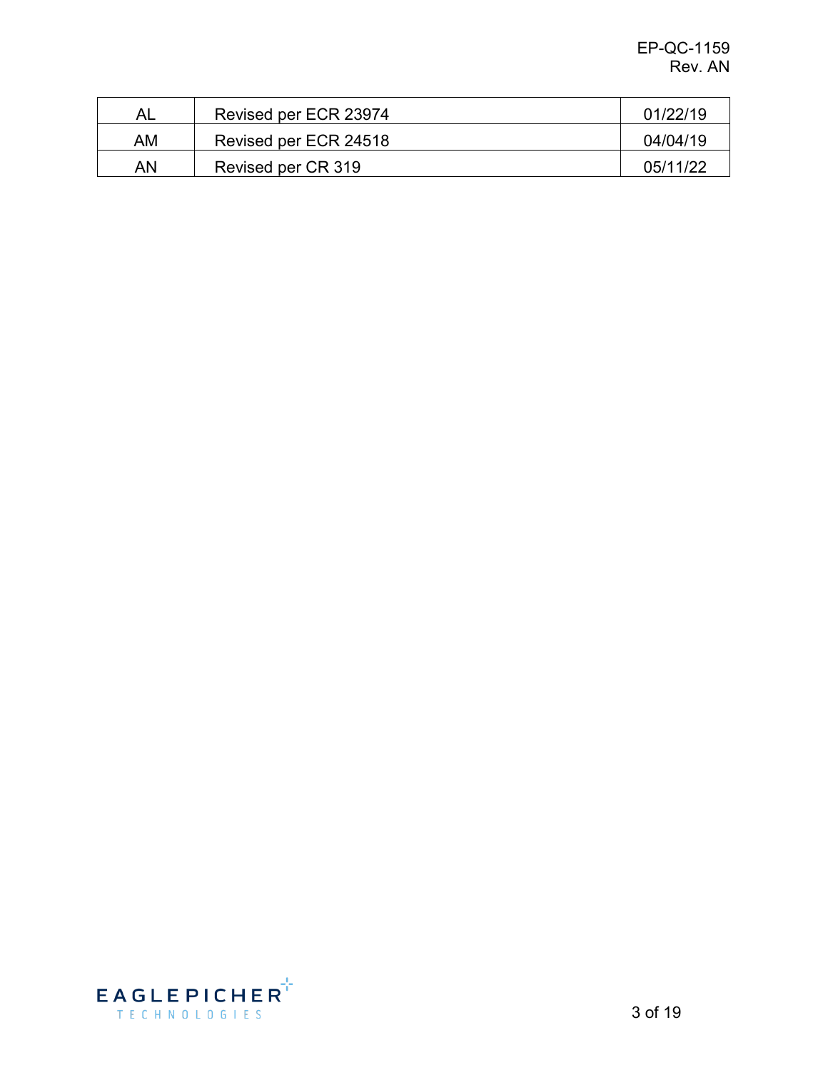| AL | Revised per ECR 23974 | 01/22/19 |
|---|---|---|
| AM | Revised per ECR 24518 | 04/04/19 |
| AN | Revised per CR 319 | 05/11/22 |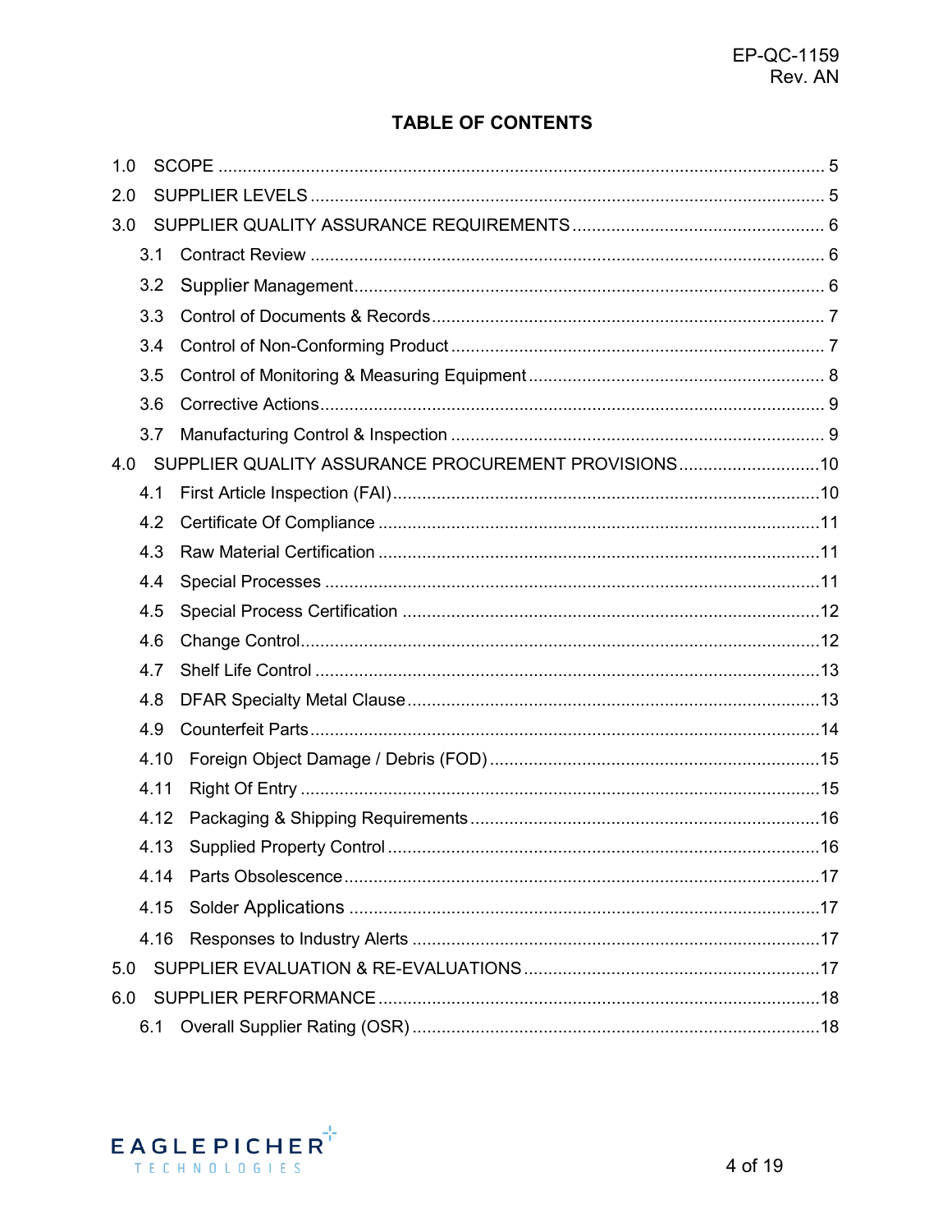## TABLE OF CONTENTS

1.0 SCOPE ........................................................................................................................ 5

2.0 SUPPLIER LEVELS ..................................................................................................... 5

3.0 SUPPLIER QUALITY ASSURANCE REQUIREMENTS ................................................. 6

- 3.1 Contract Review ..................................................................................................... 6
- 3.2 Supplier Management ............................................................................................. 6
- 3.3 Control of Documents & Records ............................................................................. 7
- 3.4 Control of Non-Conforming Product ......................................................................... 7
- 3.5 Control of Monitoring & Measuring Equipment ......................................................... 8
- 3.6 Corrective Actions .................................................................................................... 9
- 3.7 Manufacturing Control & Inspection ......................................................................... 9

4.0 SUPPLIER QUALITY ASSURANCE PROCUREMENT PROVISIONS ............................ 10

- 4.1 First Article Inspection (FAI) ................................................................................... 10
- 4.2 Certificate Of Compliance ....................................................................................... 11
- 4.3 Raw Material Certification ....................................................................................... 11
- 4.4 Special Processes .................................................................................................. 11
- 4.5 Special Process Certification ................................................................................... 12
- 4.6 Change Control ...................................................................................................... 12
- 4.7 Shelf Life Control .................................................................................................... 13
- 4.8 DFAR Specialty Metal Clause .................................................................................. 13
- 4.9 Counterfeit Parts ..................................................................................................... 14
- 4.10 Foreign Object Damage / Debris (FOD) ................................................................. 15
- 4.11 Right Of Entry ....................................................................................................... 15
- 4.12 Packaging & Shipping Requirements ..................................................................... 16
- 4.13 Supplied Property Control ...................................................................................... 16
- 4.14 Parts Obsolescence ............................................................................................... 17
- 4.15 Solder Applications ................................................................................................ 17
- 4.16 Responses to Industry Alerts ................................................................................. 17

5.0 SUPPLIER EVALUATION & RE-EVALUATIONS ........................................................... 17

6.0 SUPPLIER PERFORMANCE ........................................................................................ 18

- 6.1 Overall Supplier Rating (OSR) ................................................................................. 18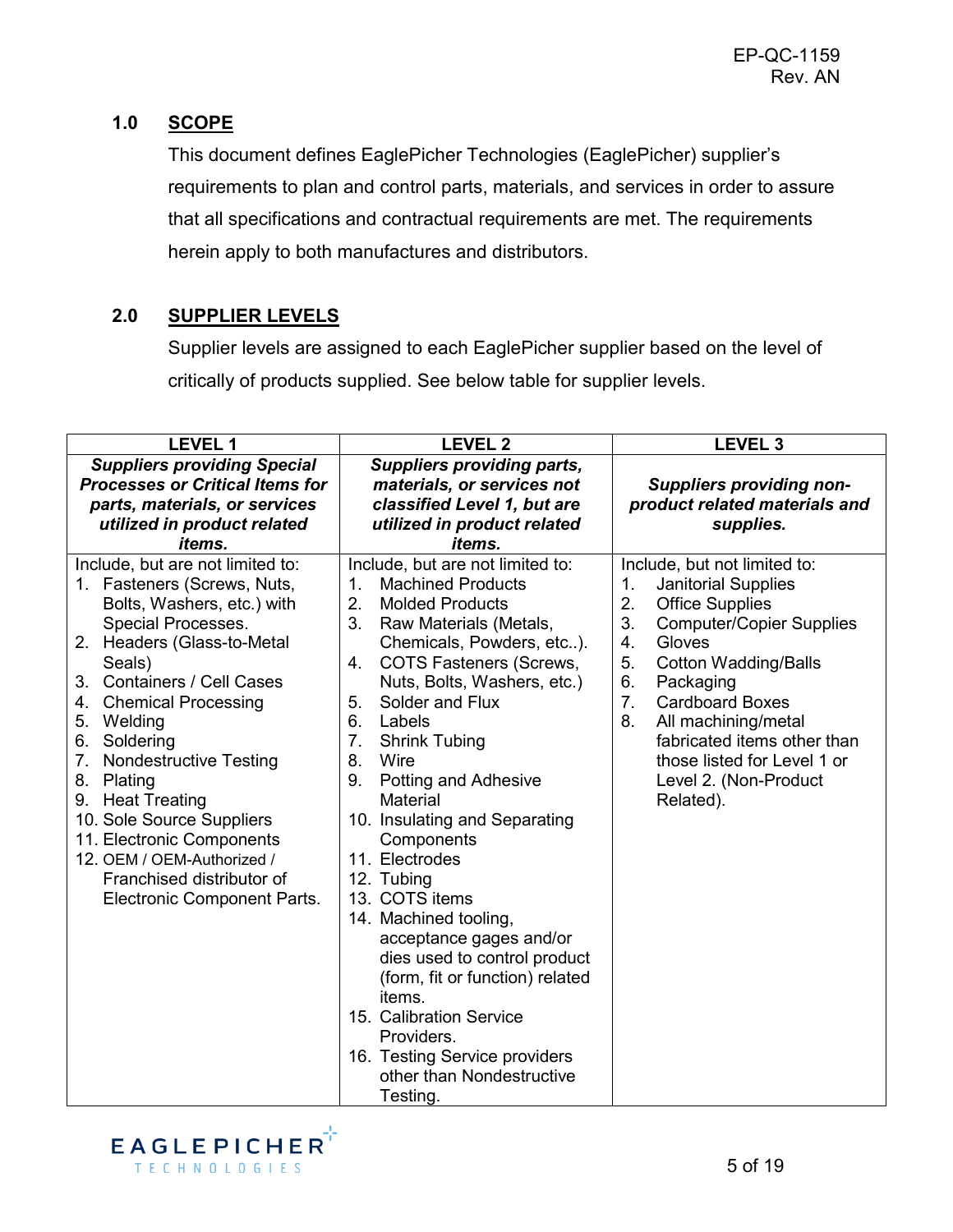## 1.0 SCOPE

This document defines EaglePicher Technologies (EaglePicher) supplier's requirements to plan and control parts, materials, and services in order to assure that all specifications and contractual requirements are met. The requirements herein apply to both manufactures and distributors.

## 2.0 SUPPLIER LEVELS

Supplier levels are assigned to each EaglePicher supplier based on the level of critically of products supplied. See below table for supplier levels.

| LEVEL 1 | LEVEL 2 | LEVEL 3 |
|---|---|---|
| ***Suppliers providing Special Processes or Critical Items for parts, materials, or services utilized in product related items.*** | ***Suppliers providing parts, materials, or services not classified Level 1, but are utilized in product related items.*** | ***Suppliers providing non-product related materials and supplies.*** |
| Include, but are not limited to:<br>1. Fasteners (Screws, Nuts, Bolts, Washers, etc.) with Special Processes.<br>2. Headers (Glass-to-Metal Seals)<br>3. Containers / Cell Cases<br>4. Chemical Processing<br>5. Welding<br>6. Soldering<br>7. Nondestructive Testing<br>8. Plating<br>9. Heat Treating<br>10. Sole Source Suppliers<br>11. Electronic Components<br>12. OEM / OEM-Authorized / Franchised distributor of Electronic Component Parts. | Include, but are not limited to:<br>1. Machined Products<br>2. Molded Products<br>3. Raw Materials (Metals, Chemicals, Powders, etc..).<br>4. COTS Fasteners (Screws, Nuts, Bolts, Washers, etc.)<br>5. Solder and Flux<br>6. Labels<br>7. Shrink Tubing<br>8. Wire<br>9. Potting and Adhesive Material<br>10. Insulating and Separating Components<br>11. Electrodes<br>12. Tubing<br>13. COTS items<br>14. Machined tooling, acceptance gages and/or dies used to control product (form, fit or function) related items.<br>15. Calibration Service Providers.<br>16. Testing Service providers other than Nondestructive Testing. | Include, but not limited to:<br>1. Janitorial Supplies<br>2. Office Supplies<br>3. Computer/Copier Supplies<br>4. Gloves<br>5. Cotton Wadding/Balls<br>6. Packaging<br>7. Cardboard Boxes<br>8. All machining/metal fabricated items other than those listed for Level 1 or Level 2. (Non-Product Related). |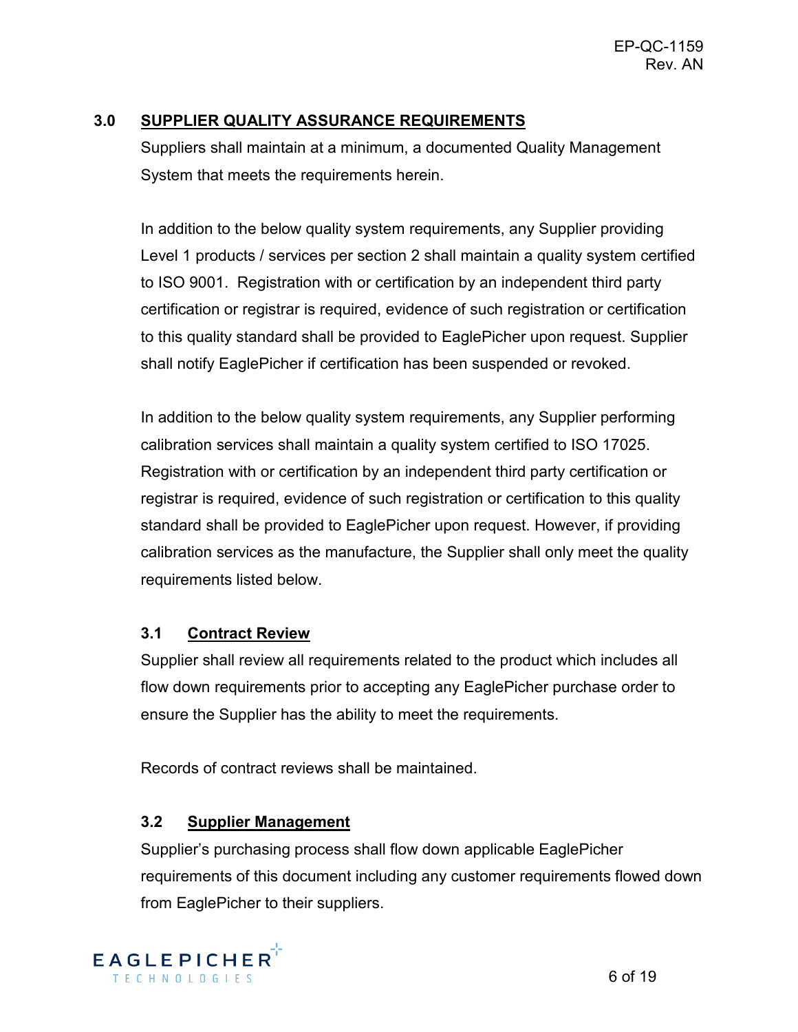## 3.0 SUPPLIER QUALITY ASSURANCE REQUIREMENTS

Suppliers shall maintain at a minimum, a documented Quality Management System that meets the requirements herein.

In addition to the below quality system requirements, any Supplier providing Level 1 products / services per section 2 shall maintain a quality system certified to ISO 9001. Registration with or certification by an independent third party certification or registrar is required, evidence of such registration or certification to this quality standard shall be provided to EaglePicher upon request. Supplier shall notify EaglePicher if certification has been suspended or revoked.

In addition to the below quality system requirements, any Supplier performing calibration services shall maintain a quality system certified to ISO 17025. Registration with or certification by an independent third party certification or registrar is required, evidence of such registration or certification to this quality standard shall be provided to EaglePicher upon request. However, if providing calibration services as the manufacture, the Supplier shall only meet the quality requirements listed below.

### 3.1 Contract Review

Supplier shall review all requirements related to the product which includes all flow down requirements prior to accepting any EaglePicher purchase order to ensure the Supplier has the ability to meet the requirements.

Records of contract reviews shall be maintained.

### 3.2 Supplier Management

Supplier's purchasing process shall flow down applicable EaglePicher requirements of this document including any customer requirements flowed down from EaglePicher to their suppliers.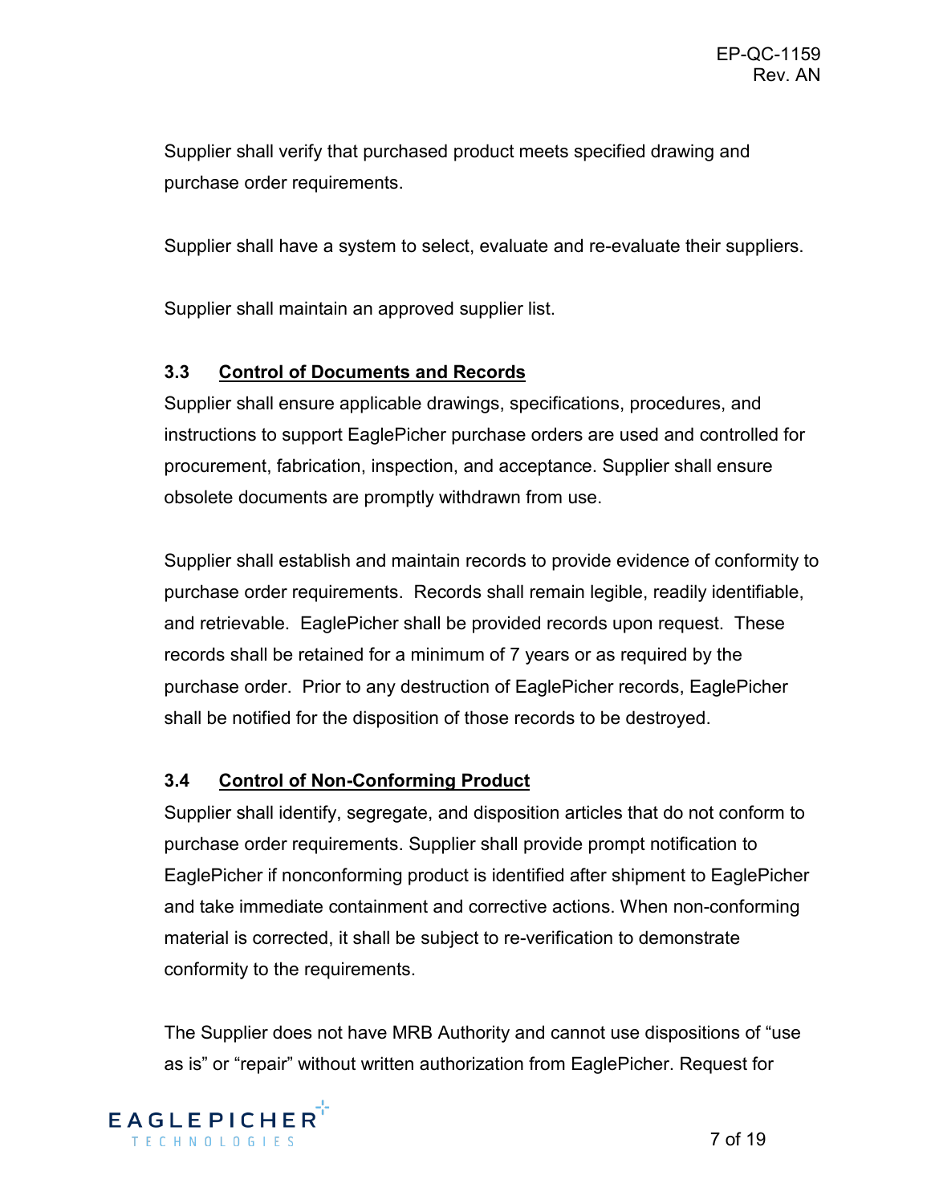Supplier shall verify that purchased product meets specified drawing and purchase order requirements.

Supplier shall have a system to select, evaluate and re-evaluate their suppliers.

Supplier shall maintain an approved supplier list.

### 3.3 Control of Documents and Records

Supplier shall ensure applicable drawings, specifications, procedures, and instructions to support EaglePicher purchase orders are used and controlled for procurement, fabrication, inspection, and acceptance. Supplier shall ensure obsolete documents are promptly withdrawn from use.

Supplier shall establish and maintain records to provide evidence of conformity to purchase order requirements. Records shall remain legible, readily identifiable, and retrievable. EaglePicher shall be provided records upon request. These records shall be retained for a minimum of 7 years or as required by the purchase order. Prior to any destruction of EaglePicher records, EaglePicher shall be notified for the disposition of those records to be destroyed.

### 3.4 Control of Non-Conforming Product

Supplier shall identify, segregate, and disposition articles that do not conform to purchase order requirements. Supplier shall provide prompt notification to EaglePicher if nonconforming product is identified after shipment to EaglePicher and take immediate containment and corrective actions. When non-conforming material is corrected, it shall be subject to re-verification to demonstrate conformity to the requirements.

The Supplier does not have MRB Authority and cannot use dispositions of “use as is” or “repair” without written authorization from EaglePicher. Request for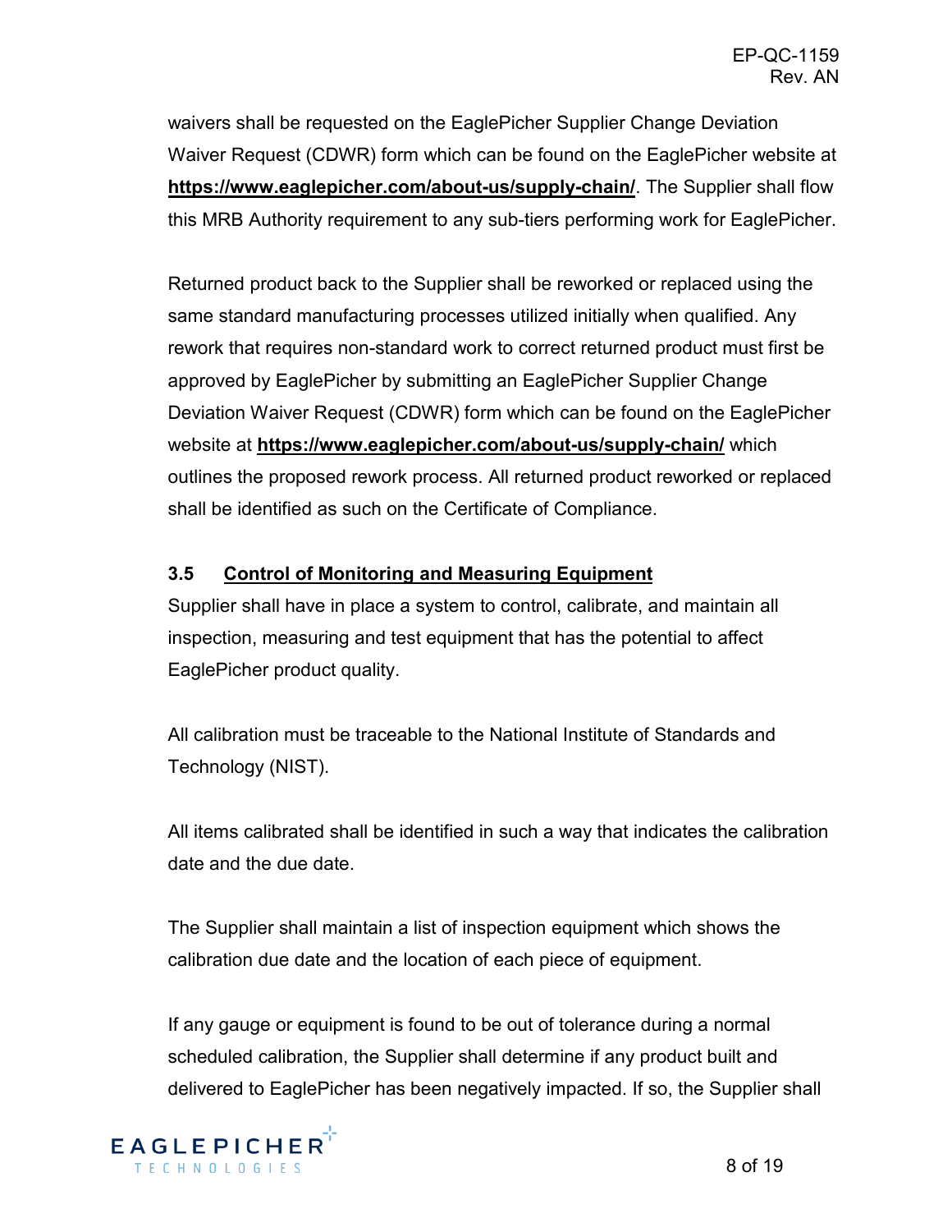waivers shall be requested on the EaglePicher Supplier Change Deviation Waiver Request (CDWR) form which can be found on the EaglePicher website at **https://www.eaglepicher.com/about-us/supply-chain/**. The Supplier shall flow this MRB Authority requirement to any sub-tiers performing work for EaglePicher.

Returned product back to the Supplier shall be reworked or replaced using the same standard manufacturing processes utilized initially when qualified. Any rework that requires non-standard work to correct returned product must first be approved by EaglePicher by submitting an EaglePicher Supplier Change Deviation Waiver Request (CDWR) form which can be found on the EaglePicher website at **https://www.eaglepicher.com/about-us/supply-chain/** which outlines the proposed rework process. All returned product reworked or replaced shall be identified as such on the Certificate of Compliance.

### 3.5 Control of Monitoring and Measuring Equipment

Supplier shall have in place a system to control, calibrate, and maintain all inspection, measuring and test equipment that has the potential to affect EaglePicher product quality.

All calibration must be traceable to the National Institute of Standards and Technology (NIST).

All items calibrated shall be identified in such a way that indicates the calibration date and the due date.

The Supplier shall maintain a list of inspection equipment which shows the calibration due date and the location of each piece of equipment.

If any gauge or equipment is found to be out of tolerance during a normal scheduled calibration, the Supplier shall determine if any product built and delivered to EaglePicher has been negatively impacted. If so, the Supplier shall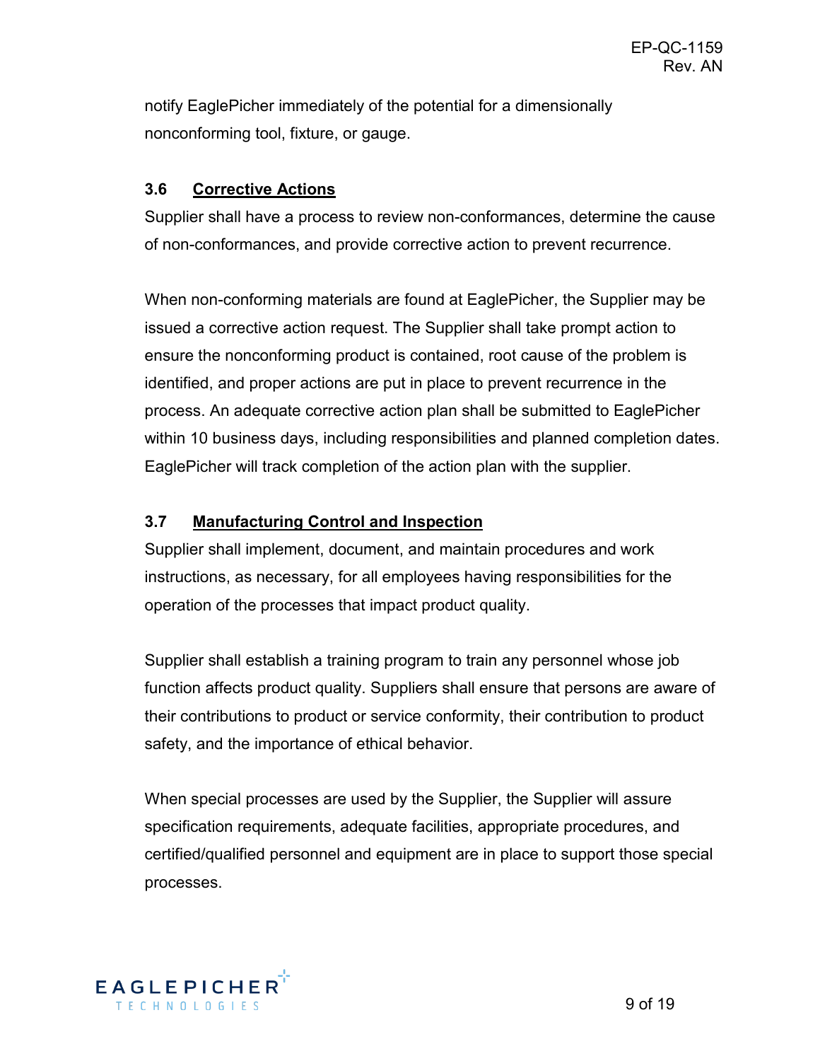notify EaglePicher immediately of the potential for a dimensionally nonconforming tool, fixture, or gauge.

### 3.6 Corrective Actions

Supplier shall have a process to review non-conformances, determine the cause of non-conformances, and provide corrective action to prevent recurrence.

When non-conforming materials are found at EaglePicher, the Supplier may be issued a corrective action request. The Supplier shall take prompt action to ensure the nonconforming product is contained, root cause of the problem is identified, and proper actions are put in place to prevent recurrence in the process. An adequate corrective action plan shall be submitted to EaglePicher within 10 business days, including responsibilities and planned completion dates. EaglePicher will track completion of the action plan with the supplier.

### 3.7 Manufacturing Control and Inspection

Supplier shall implement, document, and maintain procedures and work instructions, as necessary, for all employees having responsibilities for the operation of the processes that impact product quality.

Supplier shall establish a training program to train any personnel whose job function affects product quality. Suppliers shall ensure that persons are aware of their contributions to product or service conformity, their contribution to product safety, and the importance of ethical behavior.

When special processes are used by the Supplier, the Supplier will assure specification requirements, adequate facilities, appropriate procedures, and certified/qualified personnel and equipment are in place to support those special processes.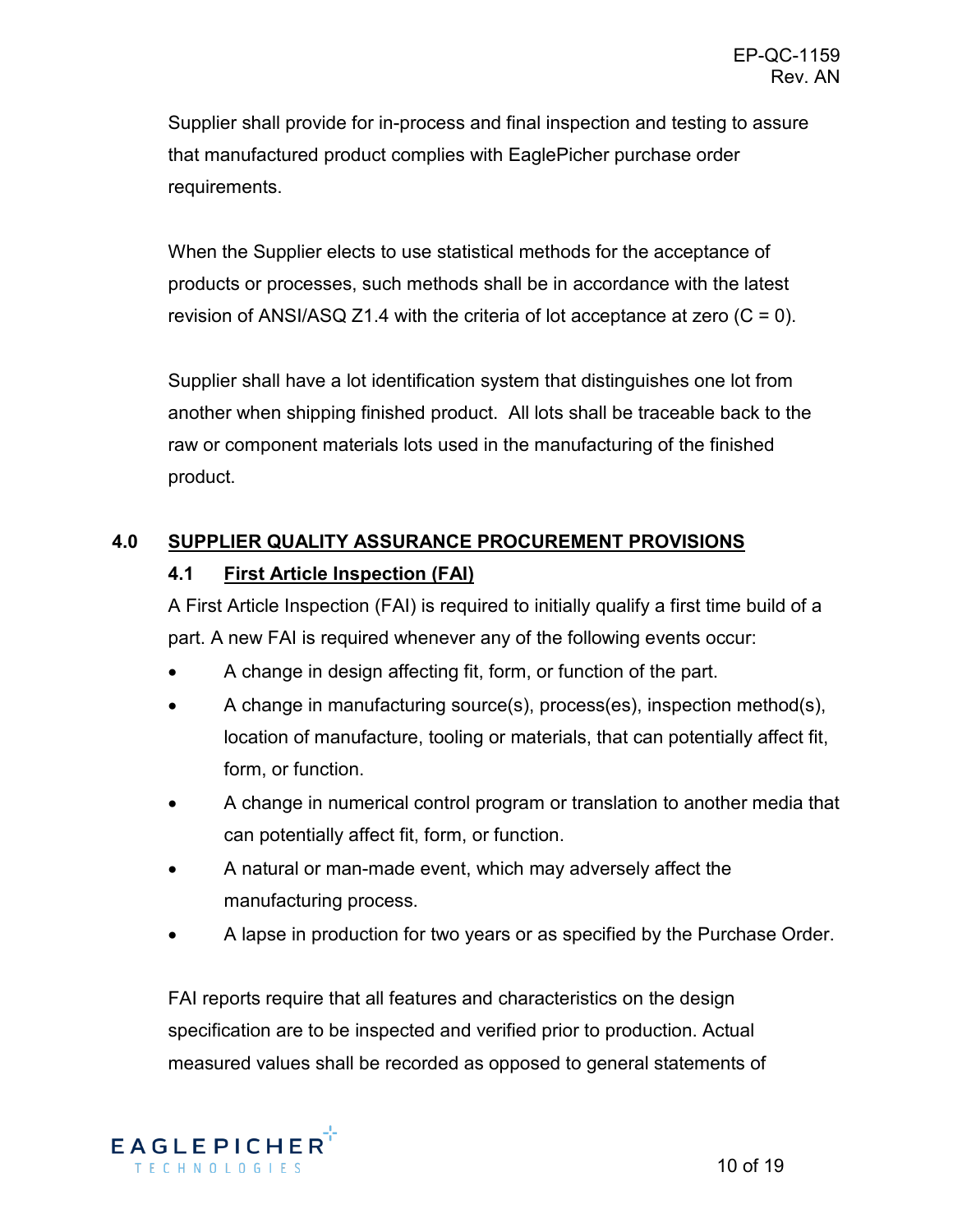Supplier shall provide for in-process and final inspection and testing to assure that manufactured product complies with EaglePicher purchase order requirements.

When the Supplier elects to use statistical methods for the acceptance of products or processes, such methods shall be in accordance with the latest revision of ANSI/ASQ Z1.4 with the criteria of lot acceptance at zero (C = 0).

Supplier shall have a lot identification system that distinguishes one lot from another when shipping finished product. All lots shall be traceable back to the raw or component materials lots used in the manufacturing of the finished product.

## 4.0 SUPPLIER QUALITY ASSURANCE PROCUREMENT PROVISIONS

### 4.1 First Article Inspection (FAI)

A First Article Inspection (FAI) is required to initially qualify a first time build of a part. A new FAI is required whenever any of the following events occur:

- A change in design affecting fit, form, or function of the part.
- A change in manufacturing source(s), process(es), inspection method(s), location of manufacture, tooling or materials, that can potentially affect fit, form, or function.
- A change in numerical control program or translation to another media that can potentially affect fit, form, or function.
- A natural or man-made event, which may adversely affect the manufacturing process.
- A lapse in production for two years or as specified by the Purchase Order.

FAI reports require that all features and characteristics on the design specification are to be inspected and verified prior to production. Actual measured values shall be recorded as opposed to general statements of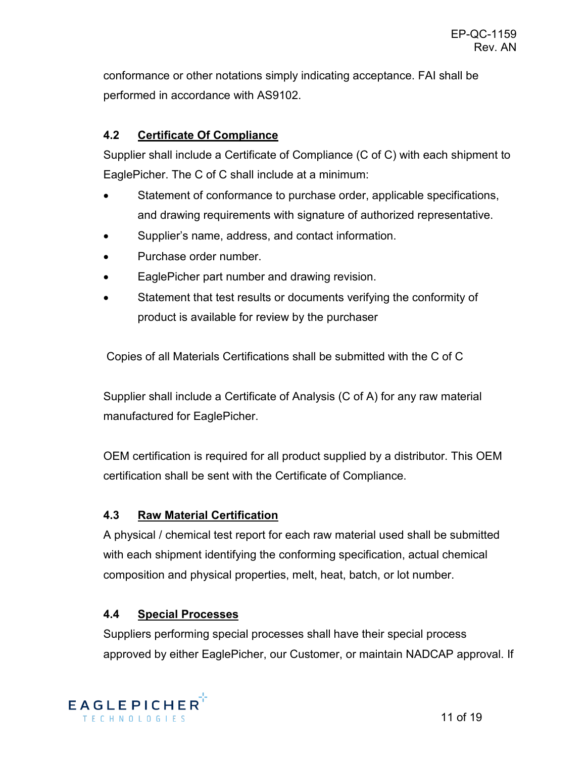conformance or other notations simply indicating acceptance. FAI shall be performed in accordance with AS9102.

### 4.2 Certificate Of Compliance

Supplier shall include a Certificate of Compliance (C of C) with each shipment to EaglePicher. The C of C shall include at a minimum:

- Statement of conformance to purchase order, applicable specifications, and drawing requirements with signature of authorized representative.
- Supplier's name, address, and contact information.
- Purchase order number.
- EaglePicher part number and drawing revision.
- Statement that test results or documents verifying the conformity of product is available for review by the purchaser

Copies of all Materials Certifications shall be submitted with the C of C

Supplier shall include a Certificate of Analysis (C of A) for any raw material manufactured for EaglePicher.

OEM certification is required for all product supplied by a distributor. This OEM certification shall be sent with the Certificate of Compliance.

### 4.3 Raw Material Certification

A physical / chemical test report for each raw material used shall be submitted with each shipment identifying the conforming specification, actual chemical composition and physical properties, melt, heat, batch, or lot number.

### 4.4 Special Processes

Suppliers performing special processes shall have their special process approved by either EaglePicher, our Customer, or maintain NADCAP approval. If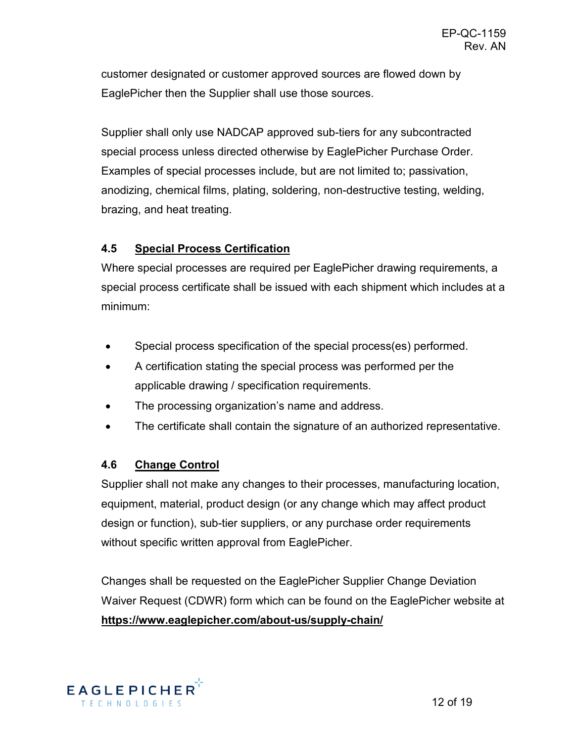customer designated or customer approved sources are flowed down by EaglePicher then the Supplier shall use those sources.

Supplier shall only use NADCAP approved sub-tiers for any subcontracted special process unless directed otherwise by EaglePicher Purchase Order. Examples of special processes include, but are not limited to; passivation, anodizing, chemical films, plating, soldering, non-destructive testing, welding, brazing, and heat treating.

### 4.5 Special Process Certification

Where special processes are required per EaglePicher drawing requirements, a special process certificate shall be issued with each shipment which includes at a minimum:

- Special process specification of the special process(es) performed.
- A certification stating the special process was performed per the applicable drawing / specification requirements.
- The processing organization's name and address.
- The certificate shall contain the signature of an authorized representative.

### 4.6 Change Control

Supplier shall not make any changes to their processes, manufacturing location, equipment, material, product design (or any change which may affect product design or function), sub-tier suppliers, or any purchase order requirements without specific written approval from EaglePicher.

Changes shall be requested on the EaglePicher Supplier Change Deviation Waiver Request (CDWR) form which can be found on the EaglePicher website at **https://www.eaglepicher.com/about-us/supply-chain/**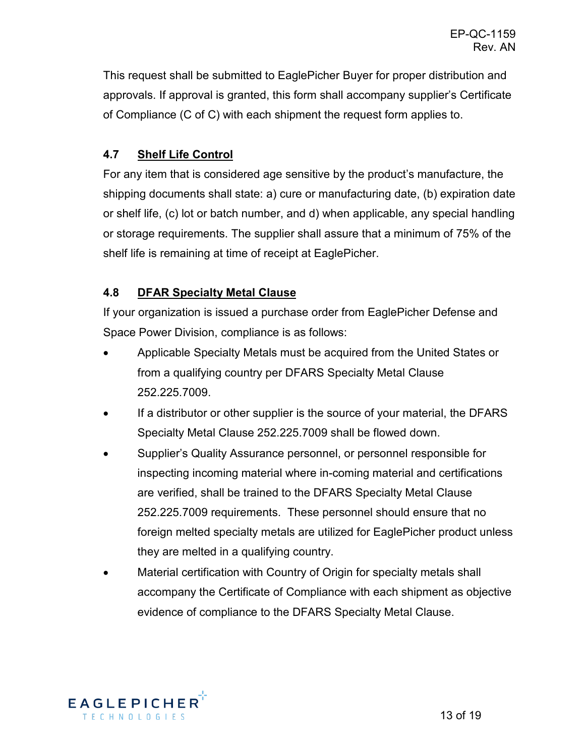This request shall be submitted to EaglePicher Buyer for proper distribution and approvals. If approval is granted, this form shall accompany supplier's Certificate of Compliance (C of C) with each shipment the request form applies to.

### 4.7 Shelf Life Control

For any item that is considered age sensitive by the product's manufacture, the shipping documents shall state: a) cure or manufacturing date, (b) expiration date or shelf life, (c) lot or batch number, and d) when applicable, any special handling or storage requirements. The supplier shall assure that a minimum of 75% of the shelf life is remaining at time of receipt at EaglePicher.

### 4.8 DFAR Specialty Metal Clause

If your organization is issued a purchase order from EaglePicher Defense and Space Power Division, compliance is as follows:

- Applicable Specialty Metals must be acquired from the United States or from a qualifying country per DFARS Specialty Metal Clause 252.225.7009.
- If a distributor or other supplier is the source of your material, the DFARS Specialty Metal Clause 252.225.7009 shall be flowed down.
- Supplier's Quality Assurance personnel, or personnel responsible for inspecting incoming material where in-coming material and certifications are verified, shall be trained to the DFARS Specialty Metal Clause 252.225.7009 requirements. These personnel should ensure that no foreign melted specialty metals are utilized for EaglePicher product unless they are melted in a qualifying country.
- Material certification with Country of Origin for specialty metals shall accompany the Certificate of Compliance with each shipment as objective evidence of compliance to the DFARS Specialty Metal Clause.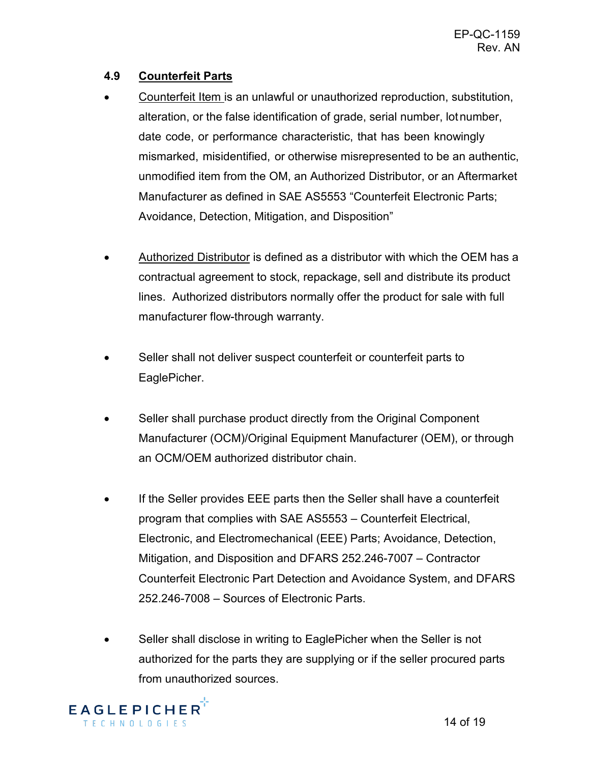### 4.9 Counterfeit Parts

- Counterfeit Item is an unlawful or unauthorized reproduction, substitution, alteration, or the false identification of grade, serial number, lot number, date code, or performance characteristic, that has been knowingly mismarked, misidentified, or otherwise misrepresented to be an authentic, unmodified item from the OM, an Authorized Distributor, or an Aftermarket Manufacturer as defined in SAE AS5553 "Counterfeit Electronic Parts; Avoidance, Detection, Mitigation, and Disposition"

- Authorized Distributor is defined as a distributor with which the OEM has a contractual agreement to stock, repackage, sell and distribute its product lines. Authorized distributors normally offer the product for sale with full manufacturer flow-through warranty.

- Seller shall not deliver suspect counterfeit or counterfeit parts to EaglePicher.

- Seller shall purchase product directly from the Original Component Manufacturer (OCM)/Original Equipment Manufacturer (OEM), or through an OCM/OEM authorized distributor chain.

- If the Seller provides EEE parts then the Seller shall have a counterfeit program that complies with SAE AS5553 – Counterfeit Electrical, Electronic, and Electromechanical (EEE) Parts; Avoidance, Detection, Mitigation, and Disposition and DFARS 252.246-7007 – Contractor Counterfeit Electronic Part Detection and Avoidance System, and DFARS 252.246-7008 – Sources of Electronic Parts.

- Seller shall disclose in writing to EaglePicher when the Seller is not authorized for the parts they are supplying or if the seller procured parts from unauthorized sources.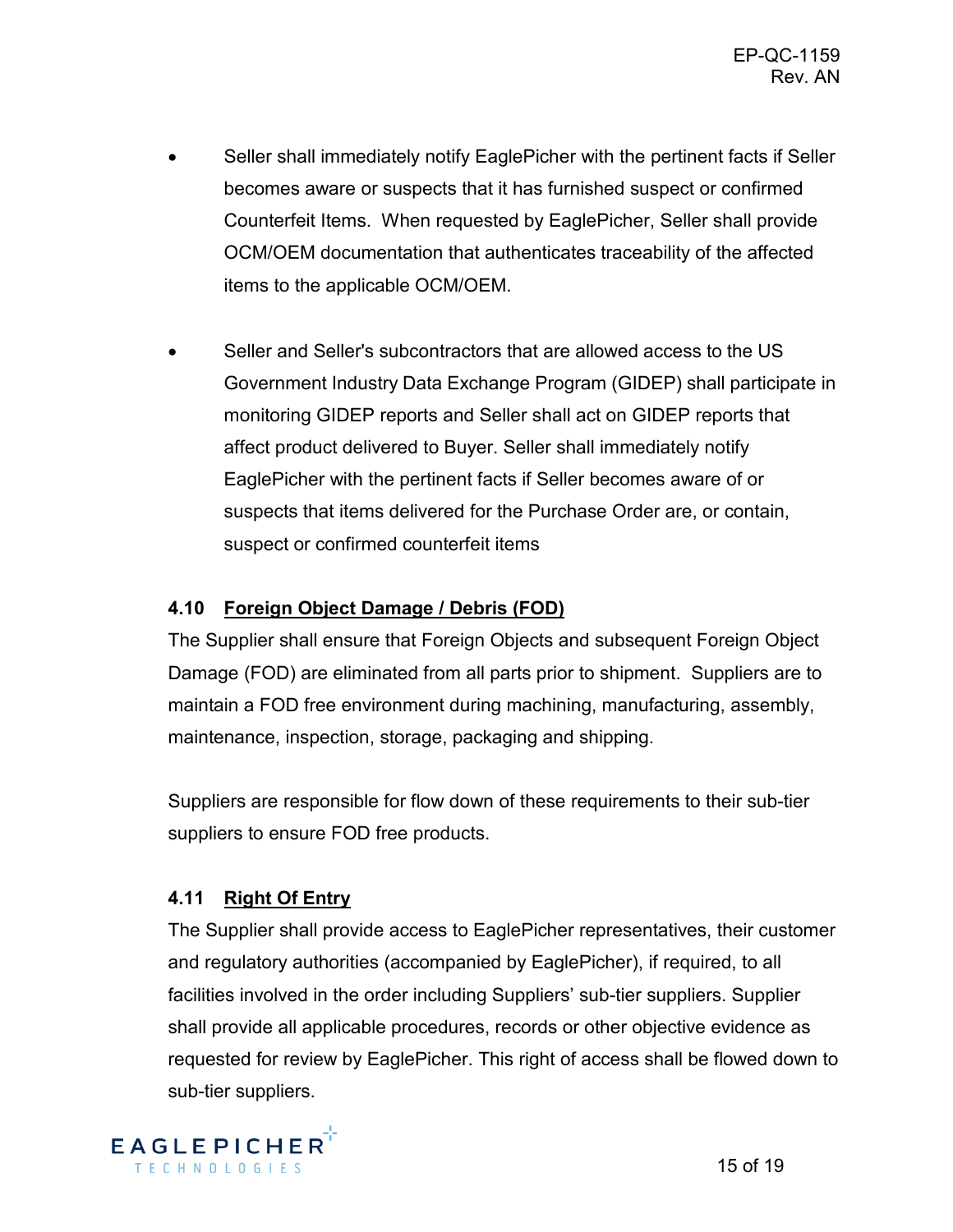- Seller shall immediately notify EaglePicher with the pertinent facts if Seller becomes aware or suspects that it has furnished suspect or confirmed Counterfeit Items. When requested by EaglePicher, Seller shall provide OCM/OEM documentation that authenticates traceability of the affected items to the applicable OCM/OEM.

- Seller and Seller's subcontractors that are allowed access to the US Government Industry Data Exchange Program (GIDEP) shall participate in monitoring GIDEP reports and Seller shall act on GIDEP reports that affect product delivered to Buyer. Seller shall immediately notify EaglePicher with the pertinent facts if Seller becomes aware of or suspects that items delivered for the Purchase Order are, or contain, suspect or confirmed counterfeit items

### 4.10 Foreign Object Damage / Debris (FOD)

The Supplier shall ensure that Foreign Objects and subsequent Foreign Object Damage (FOD) are eliminated from all parts prior to shipment. Suppliers are to maintain a FOD free environment during machining, manufacturing, assembly, maintenance, inspection, storage, packaging and shipping.

Suppliers are responsible for flow down of these requirements to their sub-tier suppliers to ensure FOD free products.

### 4.11 Right Of Entry

The Supplier shall provide access to EaglePicher representatives, their customer and regulatory authorities (accompanied by EaglePicher), if required, to all facilities involved in the order including Suppliers' sub-tier suppliers. Supplier shall provide all applicable procedures, records or other objective evidence as requested for review by EaglePicher. This right of access shall be flowed down to sub-tier suppliers.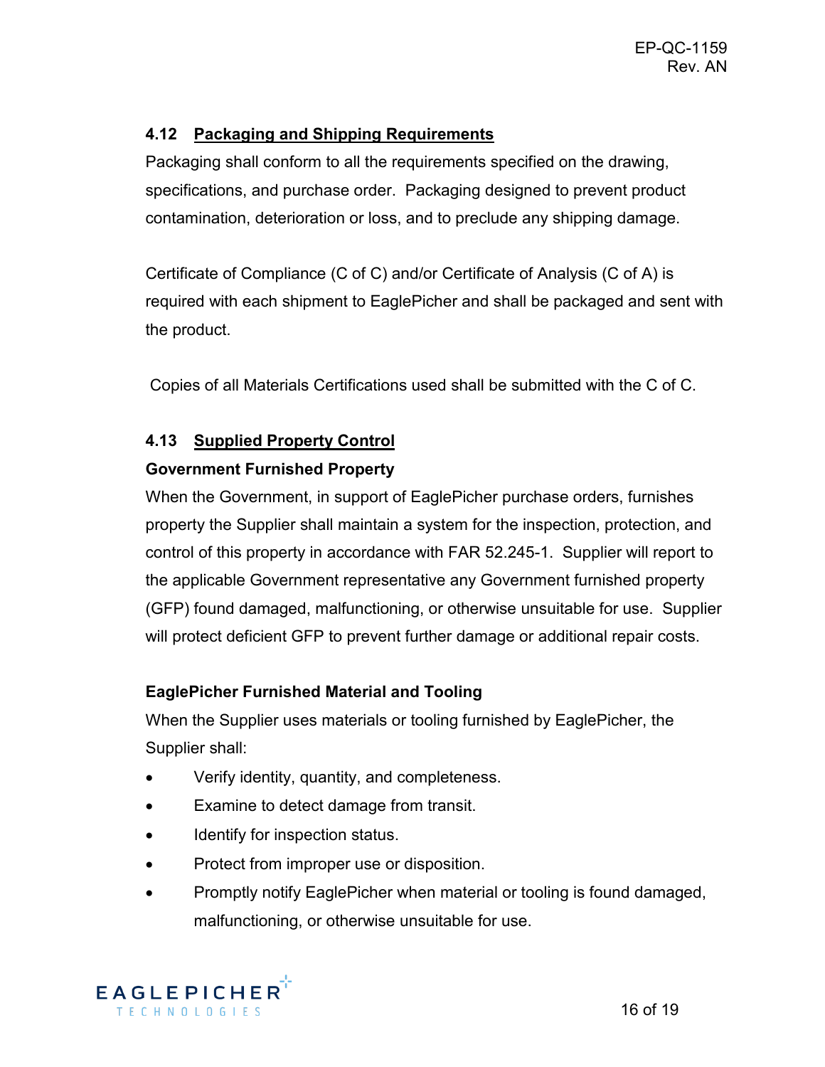## 4.12 Packaging and Shipping Requirements

Packaging shall conform to all the requirements specified on the drawing, specifications, and purchase order. Packaging designed to prevent product contamination, deterioration or loss, and to preclude any shipping damage.

Certificate of Compliance (C of C) and/or Certificate of Analysis (C of A) is required with each shipment to EaglePicher and shall be packaged and sent with the product.

Copies of all Materials Certifications used shall be submitted with the C of C.

## 4.13 Supplied Property Control

**Government Furnished Property**

When the Government, in support of EaglePicher purchase orders, furnishes property the Supplier shall maintain a system for the inspection, protection, and control of this property in accordance with FAR 52.245-1. Supplier will report to the applicable Government representative any Government furnished property (GFP) found damaged, malfunctioning, or otherwise unsuitable for use. Supplier will protect deficient GFP to prevent further damage or additional repair costs.

**EaglePicher Furnished Material and Tooling**

When the Supplier uses materials or tooling furnished by EaglePicher, the Supplier shall:

- Verify identity, quantity, and completeness.
- Examine to detect damage from transit.
- Identify for inspection status.
- Protect from improper use or disposition.
- Promptly notify EaglePicher when material or tooling is found damaged, malfunctioning, or otherwise unsuitable for use.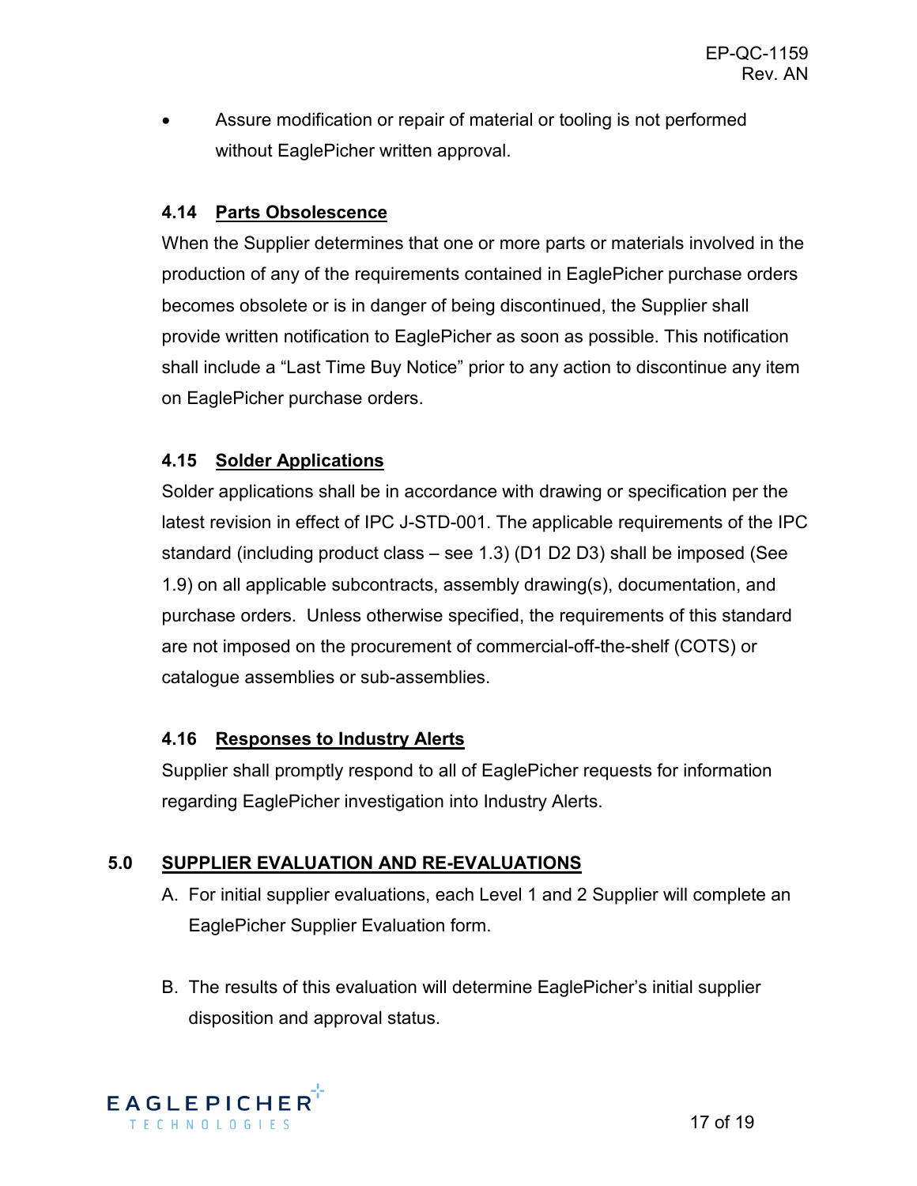- Assure modification or repair of material or tooling is not performed without EaglePicher written approval.

### 4.14 Parts Obsolescence

When the Supplier determines that one or more parts or materials involved in the production of any of the requirements contained in EaglePicher purchase orders becomes obsolete or is in danger of being discontinued, the Supplier shall provide written notification to EaglePicher as soon as possible. This notification shall include a "Last Time Buy Notice" prior to any action to discontinue any item on EaglePicher purchase orders.

### 4.15 Solder Applications

Solder applications shall be in accordance with drawing or specification per the latest revision in effect of IPC J-STD-001. The applicable requirements of the IPC standard (including product class – see 1.3) (D1 D2 D3) shall be imposed (See 1.9) on all applicable subcontracts, assembly drawing(s), documentation, and purchase orders. Unless otherwise specified, the requirements of this standard are not imposed on the procurement of commercial-off-the-shelf (COTS) or catalogue assemblies or sub-assemblies.

### 4.16 Responses to Industry Alerts

Supplier shall promptly respond to all of EaglePicher requests for information regarding EaglePicher investigation into Industry Alerts.

## 5.0 SUPPLIER EVALUATION AND RE-EVALUATIONS

A. For initial supplier evaluations, each Level 1 and 2 Supplier will complete an EaglePicher Supplier Evaluation form.

B. The results of this evaluation will determine EaglePicher's initial supplier disposition and approval status.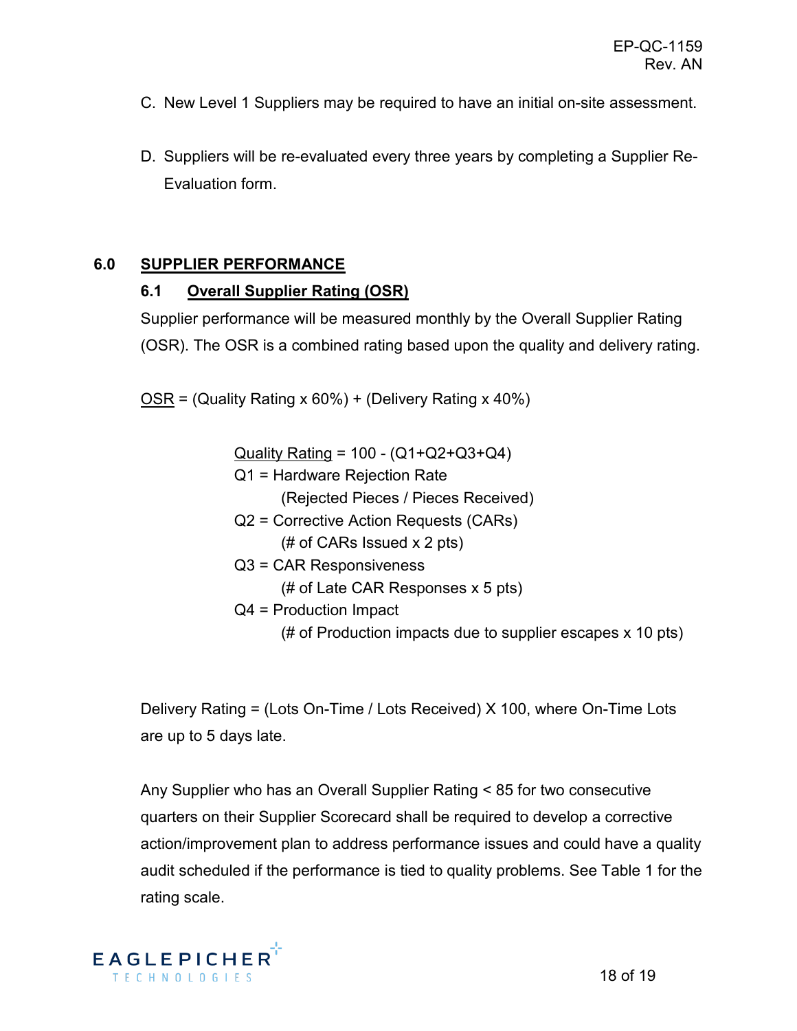C. New Level 1 Suppliers may be required to have an initial on-site assessment.

D. Suppliers will be re-evaluated every three years by completing a Supplier Re-Evaluation form.

## 6.0 SUPPLIER PERFORMANCE

### 6.1 Overall Supplier Rating (OSR)

Supplier performance will be measured monthly by the Overall Supplier Rating (OSR). The OSR is a combined rating based upon the quality and delivery rating.

OSR = (Quality Rating x 60%) + (Delivery Rating x 40%)

Quality Rating = 100 - (Q1+Q2+Q3+Q4)
Q1 = Hardware Rejection Rate
    (Rejected Pieces / Pieces Received)
Q2 = Corrective Action Requests (CARs)
    (# of CARs Issued x 2 pts)
Q3 = CAR Responsiveness
    (# of Late CAR Responses x 5 pts)
Q4 = Production Impact
    (# of Production impacts due to supplier escapes x 10 pts)

Delivery Rating = (Lots On-Time / Lots Received) X 100, where On-Time Lots are up to 5 days late.

Any Supplier who has an Overall Supplier Rating < 85 for two consecutive quarters on their Supplier Scorecard shall be required to develop a corrective action/improvement plan to address performance issues and could have a quality audit scheduled if the performance is tied to quality problems. See Table 1 for the rating scale.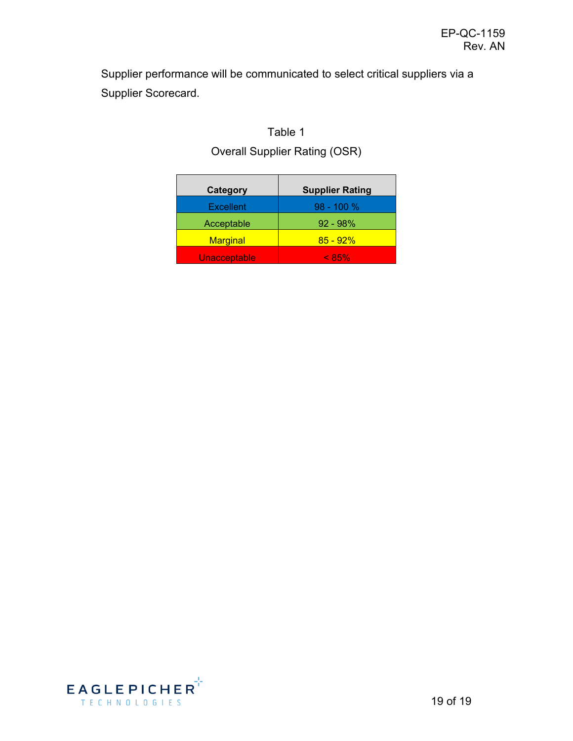Supplier performance will be communicated to select critical suppliers via a Supplier Scorecard.

Table 1

Overall Supplier Rating (OSR)

| Category | Supplier Rating |
|---|---|
| Excellent | 98 - 100 % |
| Acceptable | 92 - 98% |
| Marginal | 85 - 92% |
| Unacceptable | < 85% |